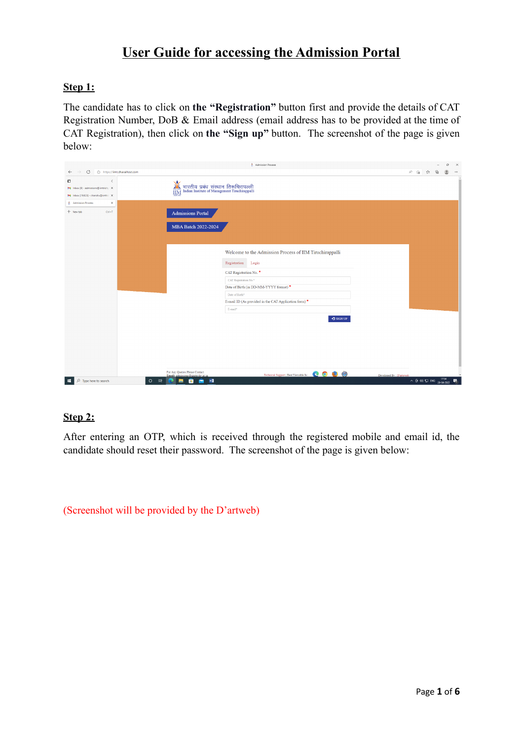# User Guide for accessing the Admission Portal

## Step 1:

The candidate has to click on **the "Registration"** button first and provide the details of CAT Registration Number, DoB & Email address (email address has to be provided at the time of CAT Registration), then click on **the "Sign up"** button. The screenshot of the page is given below:

## Step 2:

After entering an OTP, which is received through the registered mobile and email id, the candidate should reset their password. The screenshot of the page is given below:

(Screenshot will be provided by the D'artweb)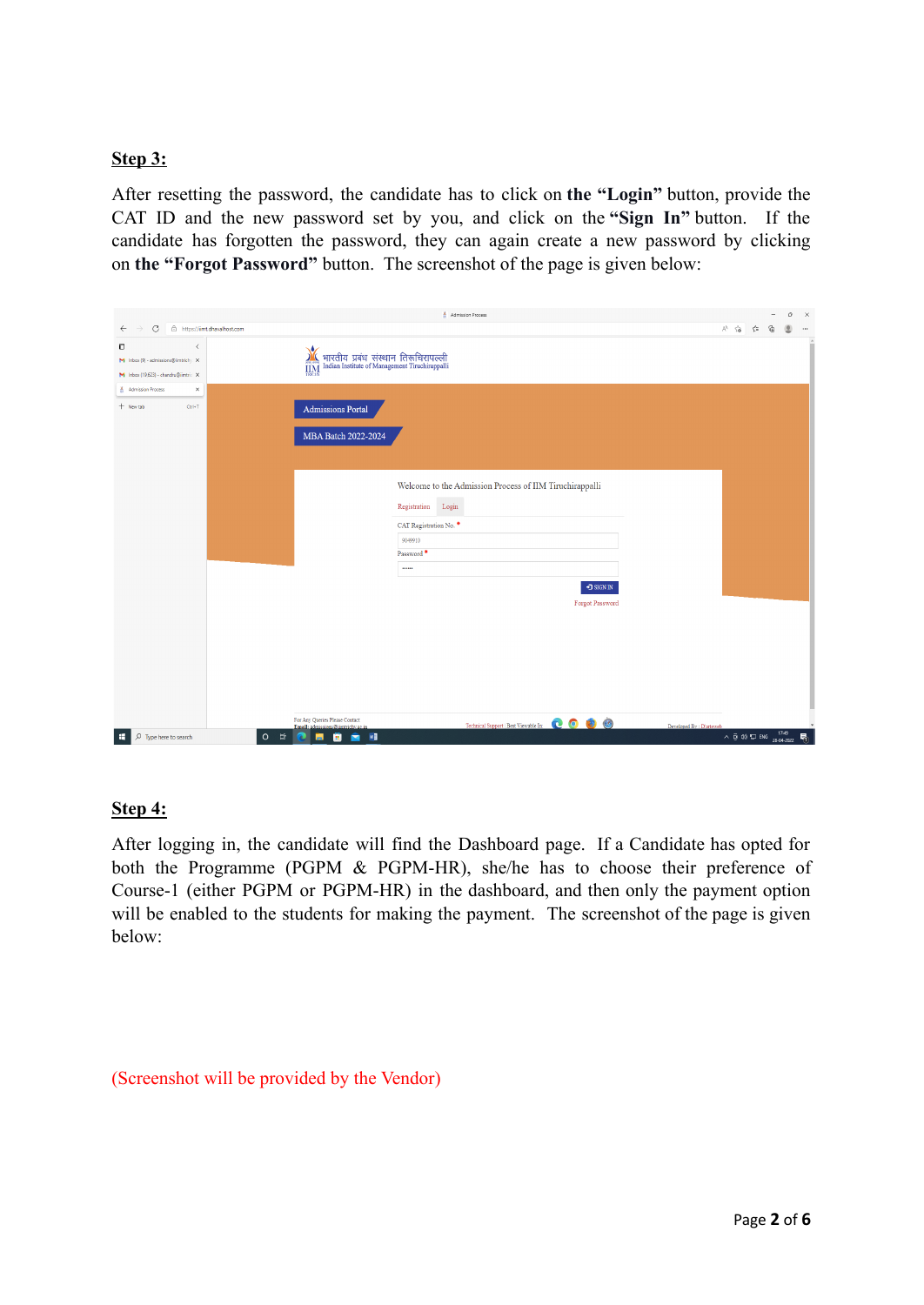**Step 3:**

After resetting the password, the candidate has to click on **the "Login"** button, provide the CAT ID and the new password set by you, and click on the **"Sign In"** button. If the candidate has forgotten the password, they can again create a new password by clicking on **the "Forgot Password"** button. The screenshot of the page is given below:

**Step 4:**

After logging in, the candidate will find the Dashboard page. If a Candidate has opted for both the Programme (PGPM & PGPM-HR), she/he has to choose their preference of Course-1 (either PGPM or PGPM-HR) in the dashboard, and then only the payment option will be enabled to the students for making the payment. The screenshot of the page is given below:

(Screenshot will be provided by the Vendor)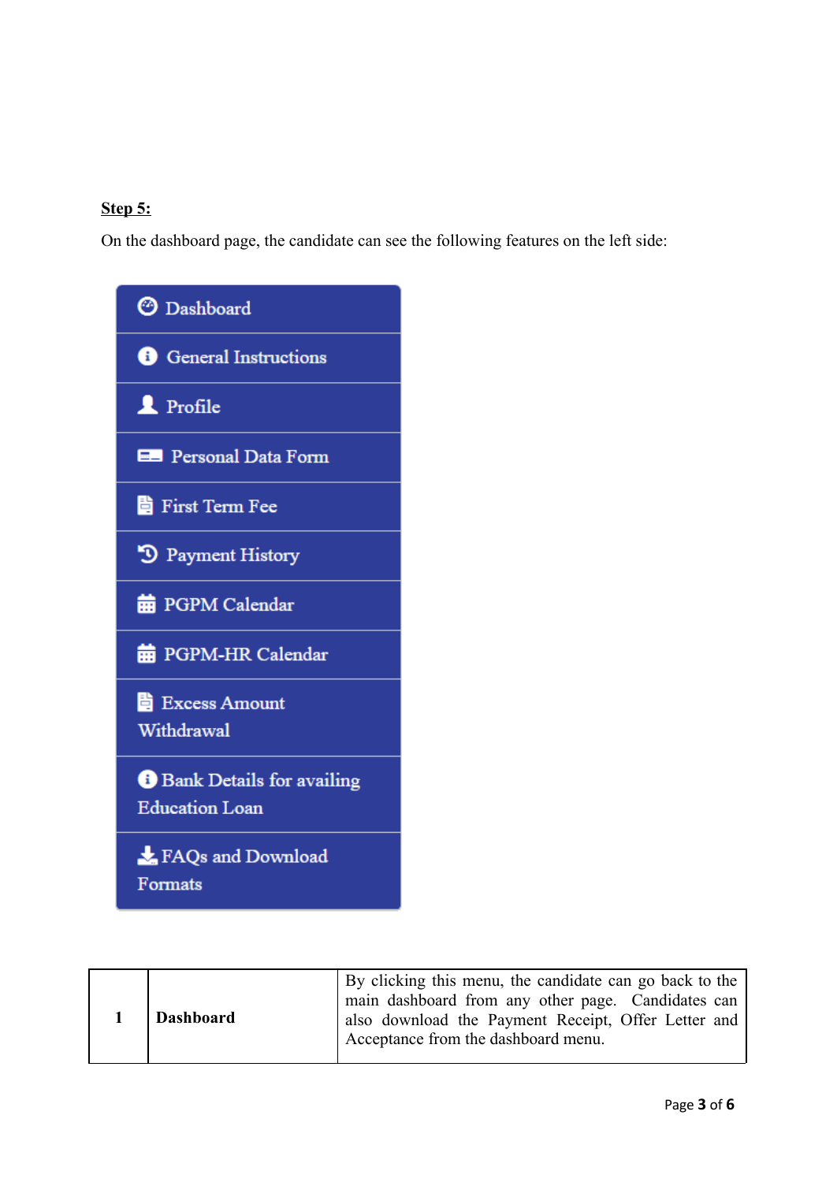**Step 5:**

On the dashboard page, the candidate can see the following features on the left side:

- Dashboard
- General Instructions
- Profile
- Personal Data Form
- First Term Fee
- Payment History
- PGPM Calendar
- PGPM-HR Calendar
- Excess Amount Withdrawal
- Bank Details for availing Education Loan
- FAQs and Download Formats

| 1 | **Dashboard** | By clicking this menu, the candidate can go back to the main dashboard from any other page. Candidates can also download the Payment Receipt, Offer Letter and Acceptance from the dashboard menu. |
|---|---|---|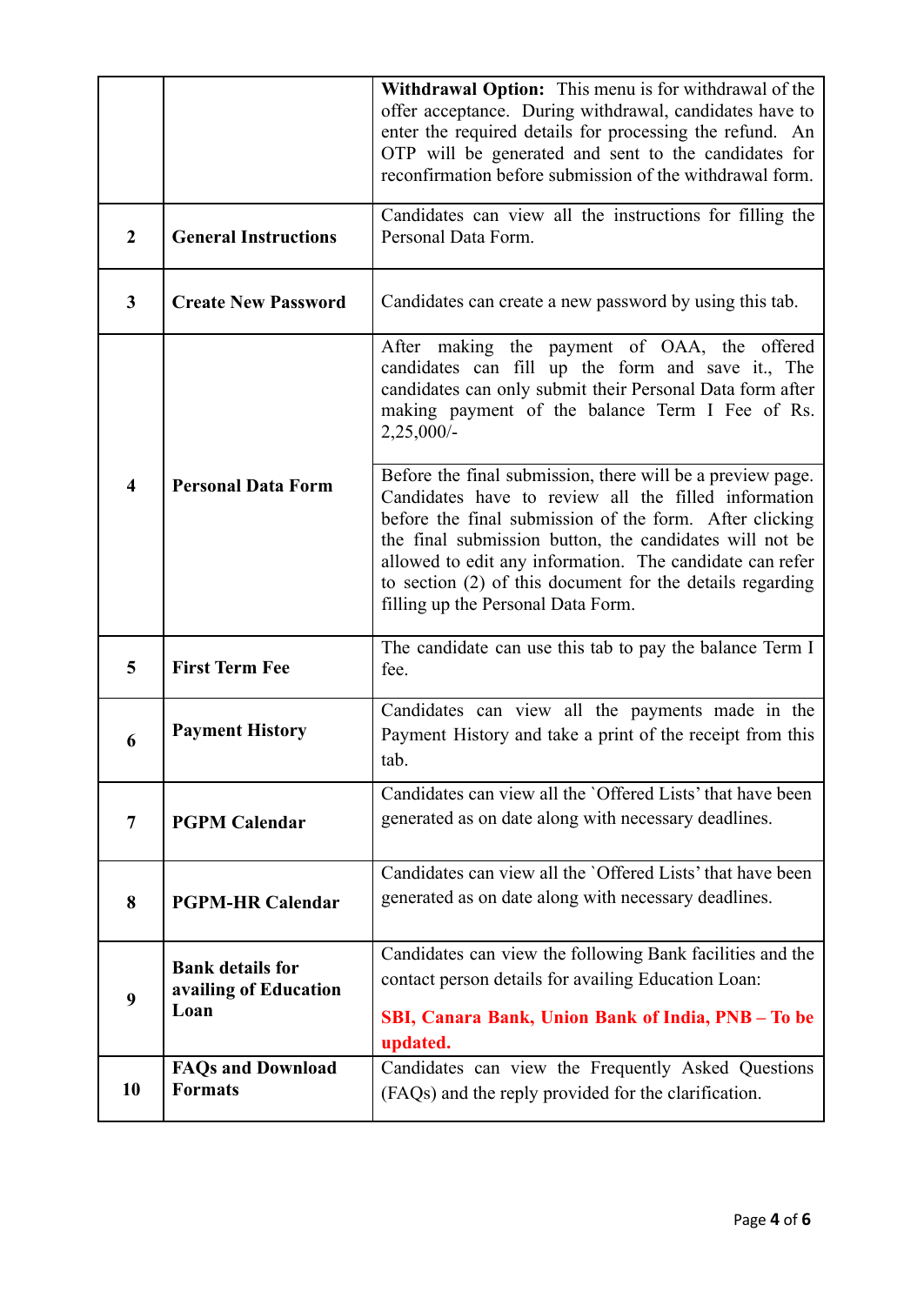| | | |
|---|---|---|
| | | **Withdrawal Option:** This menu is for withdrawal of the offer acceptance. During withdrawal, candidates have to enter the required details for processing the refund. An OTP will be generated and sent to the candidates for reconfirmation before submission of the withdrawal form. |
| 2 | **General Instructions** | Candidates can view all the instructions for filling the Personal Data Form. |
| 3 | **Create New Password** | Candidates can create a new password by using this tab. |
| 4 | **Personal Data Form** | After making the payment of OAA, the offered candidates can fill up the form and save it., The candidates can only submit their Personal Data form after making payment of the balance Term I Fee of Rs. 2,25,000/- |
| | | Before the final submission, there will be a preview page. Candidates have to review all the filled information before the final submission of the form. After clicking the final submission button, the candidates will not be allowed to edit any information. The candidate can refer to section (2) of this document for the details regarding filling up the Personal Data Form. |
| 5 | **First Term Fee** | The candidate can use this tab to pay the balance Term I fee. |
| 6 | **Payment History** | Candidates can view all the payments made in the Payment History and take a print of the receipt from this tab. |
| 7 | **PGPM Calendar** | Candidates can view all the `Offered Lists' that have been generated as on date along with necessary deadlines. |
| 8 | **PGPM-HR Calendar** | Candidates can view all the `Offered Lists' that have been generated as on date along with necessary deadlines. |
| 9 | **Bank details for availing of Education Loan** | Candidates can view the following Bank facilities and the contact person details for availing Education Loan: **SBI, Canara Bank, Union Bank of India, PNB – To be updated.** |
| 10 | **FAQs and Download Formats** | Candidates can view the Frequently Asked Questions (FAQs) and the reply provided for the clarification. |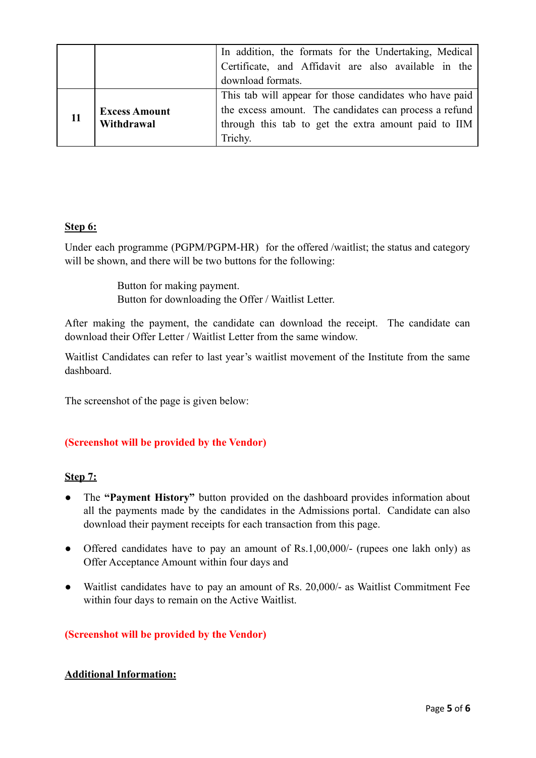|  |  |  |
|---|---|---|
|  |  | In addition, the formats for the Undertaking, Medical Certificate, and Affidavit are also available in the download formats. |
| **11** | **Excess Amount Withdrawal** | This tab will appear for those candidates who have paid the excess amount. The candidates can process a refund through this tab to get the extra amount paid to IIM Trichy. |

**Step 6:**

Under each programme (PGPM/PGPM-HR) for the offered /waitlist; the status and category will be shown, and there will be two buttons for the following:

Button for making payment.
Button for downloading the Offer / Waitlist Letter.

After making the payment, the candidate can download the receipt. The candidate can download their Offer Letter / Waitlist Letter from the same window.

Waitlist Candidates can refer to last year's waitlist movement of the Institute from the same dashboard.

The screenshot of the page is given below:

**(Screenshot will be provided by the Vendor)**

**Step 7:**

- The **"Payment History"** button provided on the dashboard provides information about all the payments made by the candidates in the Admissions portal. Candidate can also download their payment receipts for each transaction from this page.
- Offered candidates have to pay an amount of Rs.1,00,000/- (rupees one lakh only) as Offer Acceptance Amount within four days and
- Waitlist candidates have to pay an amount of Rs. 20,000/- as Waitlist Commitment Fee within four days to remain on the Active Waitlist.

**(Screenshot will be provided by the Vendor)**

**Additional Information:**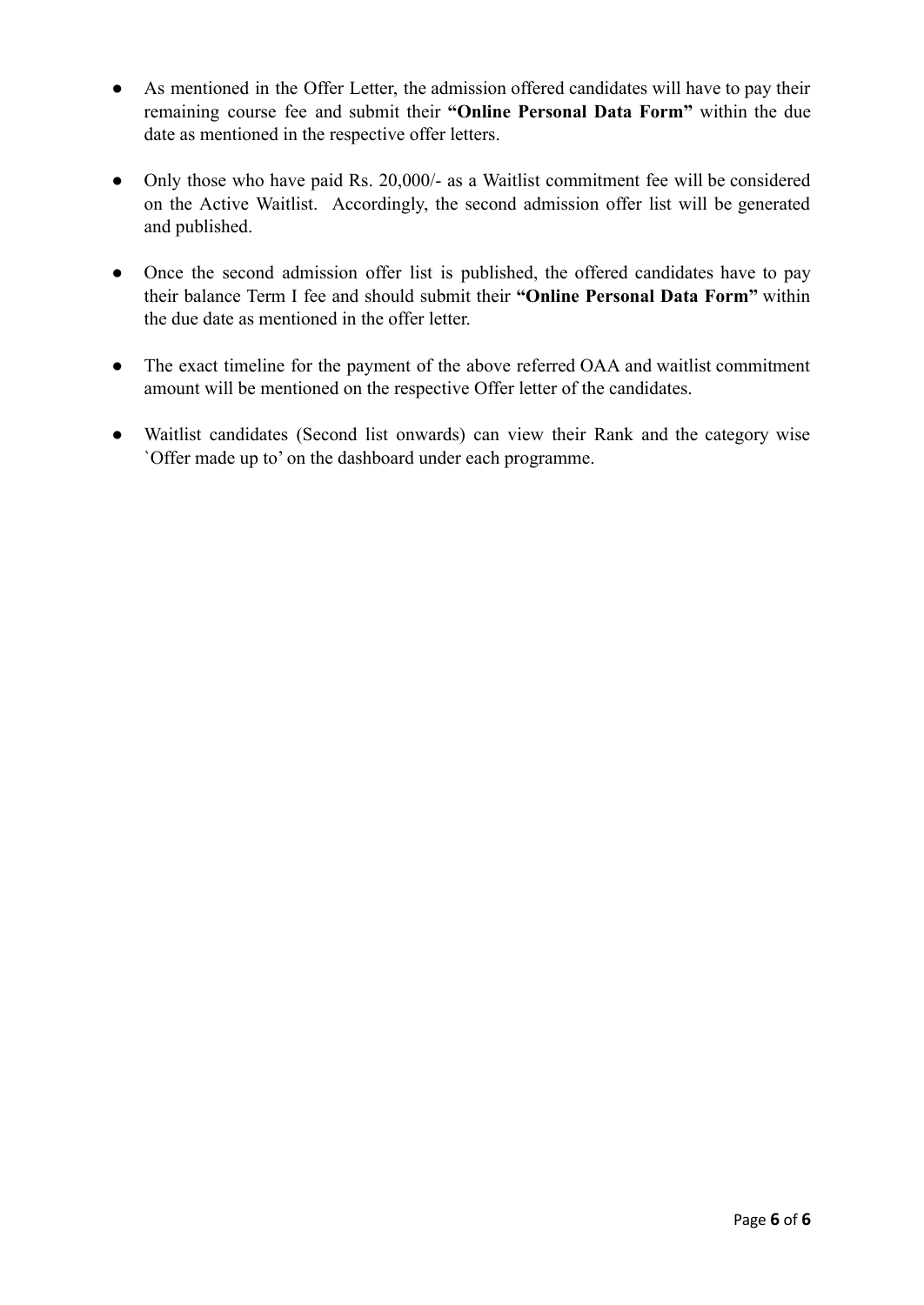- As mentioned in the Offer Letter, the admission offered candidates will have to pay their remaining course fee and submit their **"Online Personal Data Form"** within the due date as mentioned in the respective offer letters.

- Only those who have paid Rs. 20,000/- as a Waitlist commitment fee will be considered on the Active Waitlist. Accordingly, the second admission offer list will be generated and published.

- Once the second admission offer list is published, the offered candidates have to pay their balance Term I fee and should submit their **"Online Personal Data Form"** within the due date as mentioned in the offer letter.

- The exact timeline for the payment of the above referred OAA and waitlist commitment amount will be mentioned on the respective Offer letter of the candidates.

- Waitlist candidates (Second list onwards) can view their Rank and the category wise `Offer made up to' on the dashboard under each programme.